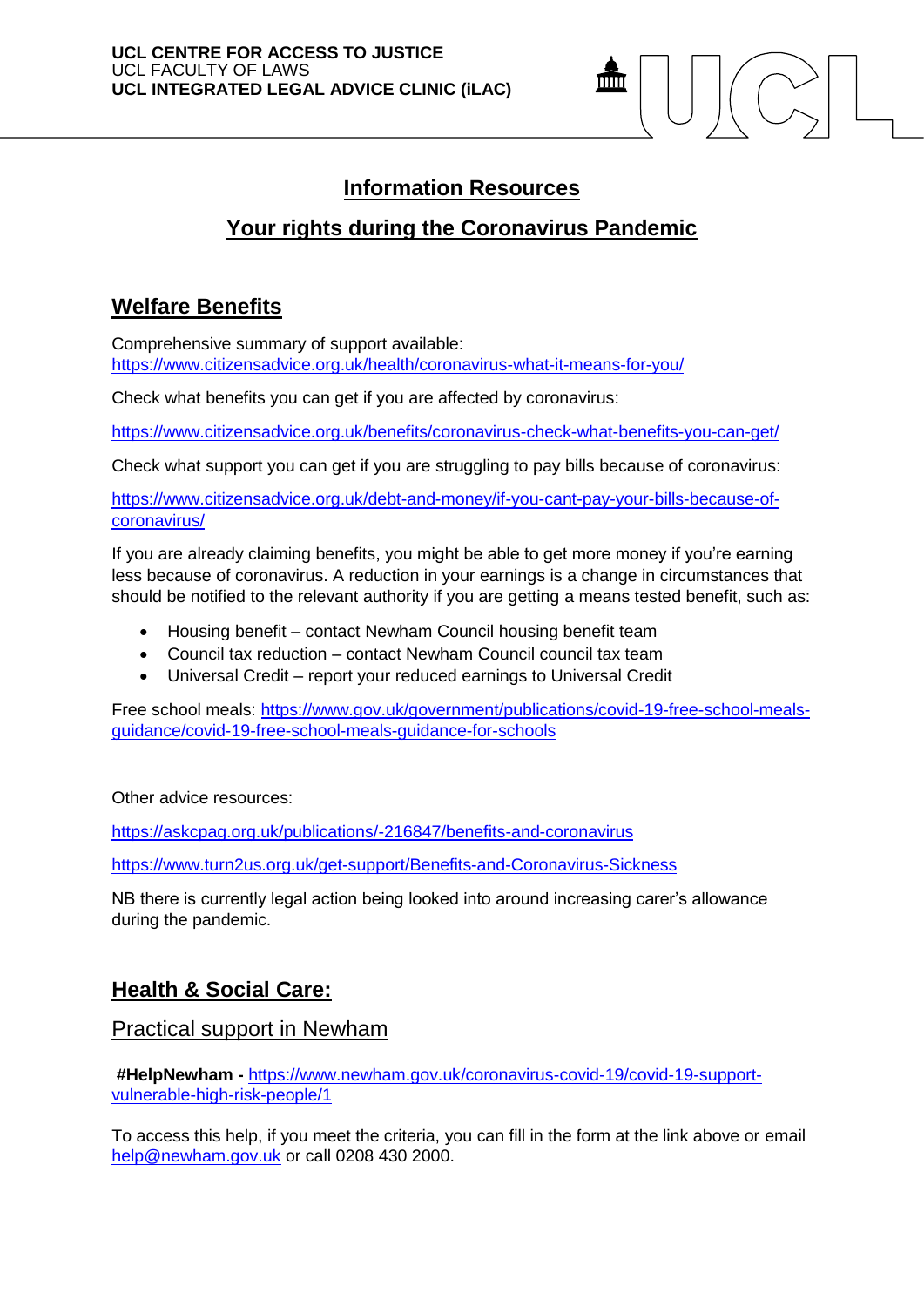**UCL CENTRE FOR ACCESS TO JUSTICE**
UCL FACULTY OF LAWS
**UCL INTEGRATED LEGAL ADVICE CLINIC (iLAC)**

# Information Resources

## Your rights during the Coronavirus Pandemic

## Welfare Benefits

Comprehensive summary of support available:
https://www.citizensadvice.org.uk/health/coronavirus-what-it-means-for-you/

Check what benefits you can get if you are affected by coronavirus:

https://www.citizensadvice.org.uk/benefits/coronavirus-check-what-benefits-you-can-get/

Check what support you can get if you are struggling to pay bills because of coronavirus:

https://www.citizensadvice.org.uk/debt-and-money/if-you-cant-pay-your-bills-because-of-coronavirus/

If you are already claiming benefits, you might be able to get more money if you're earning less because of coronavirus. A reduction in your earnings is a change in circumstances that should be notified to the relevant authority if you are getting a means tested benefit, such as:

- Housing benefit – contact Newham Council housing benefit team
- Council tax reduction – contact Newham Council council tax team
- Universal Credit – report your reduced earnings to Universal Credit

Free school meals: https://www.gov.uk/government/publications/covid-19-free-school-meals-guidance/covid-19-free-school-meals-guidance-for-schools

Other advice resources:

https://askcpag.org.uk/publications/-216847/benefits-and-coronavirus

https://www.turn2us.org.uk/get-support/Benefits-and-Coronavirus-Sickness

NB there is currently legal action being looked into around increasing carer's allowance during the pandemic.

## Health & Social Care:

### Practical support in Newham

**#HelpNewham -** https://www.newham.gov.uk/coronavirus-covid-19/covid-19-support-vulnerable-high-risk-people/1

To access this help, if you meet the criteria, you can fill in the form at the link above or email help@newham.gov.uk or call 0208 430 2000.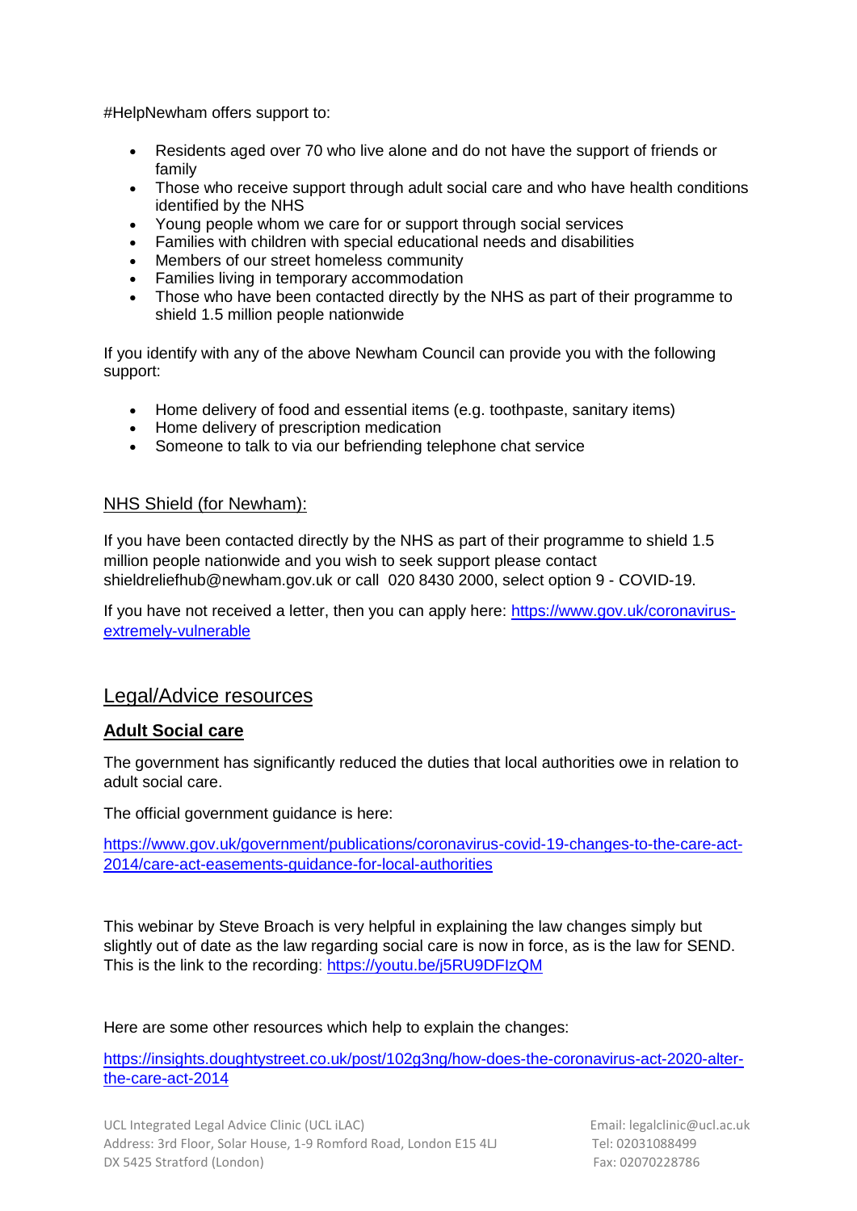#HelpNewham offers support to:

- Residents aged over 70 who live alone and do not have the support of friends or family
- Those who receive support through adult social care and who have health conditions identified by the NHS
- Young people whom we care for or support through social services
- Families with children with special educational needs and disabilities
- Members of our street homeless community
- Families living in temporary accommodation
- Those who have been contacted directly by the NHS as part of their programme to shield 1.5 million people nationwide

If you identify with any of the above Newham Council can provide you with the following support:

- Home delivery of food and essential items (e.g. toothpaste, sanitary items)
- Home delivery of prescription medication
- Someone to talk to via our befriending telephone chat service

NHS Shield (for Newham):

If you have been contacted directly by the NHS as part of their programme to shield 1.5 million people nationwide and you wish to seek support please contact shieldreliefhub@newham.gov.uk or call 020 8430 2000, select option 9 - COVID-19.

If you have not received a letter, then you can apply here: [https://www.gov.uk/coronavirus-extremely-vulnerable](https://www.gov.uk/coronavirus-extremely-vulnerable)

## Legal/Advice resources

### Adult Social care

The government has significantly reduced the duties that local authorities owe in relation to adult social care.

The official government guidance is here:

[https://www.gov.uk/government/publications/coronavirus-covid-19-changes-to-the-care-act-2014/care-act-easements-guidance-for-local-authorities](https://www.gov.uk/government/publications/coronavirus-covid-19-changes-to-the-care-act-2014/care-act-easements-guidance-for-local-authorities)

This webinar by Steve Broach is very helpful in explaining the law changes simply but slightly out of date as the law regarding social care is now in force, as is the law for SEND. This is the link to the recording: [https://youtu.be/j5RU9DFIzQM](https://youtu.be/j5RU9DFIzQM)

Here are some other resources which help to explain the changes:

[https://insights.doughtystreet.co.uk/post/102g3ng/how-does-the-coronavirus-act-2020-alter-the-care-act-2014](https://insights.doughtystreet.co.uk/post/102g3ng/how-does-the-coronavirus-act-2020-alter-the-care-act-2014)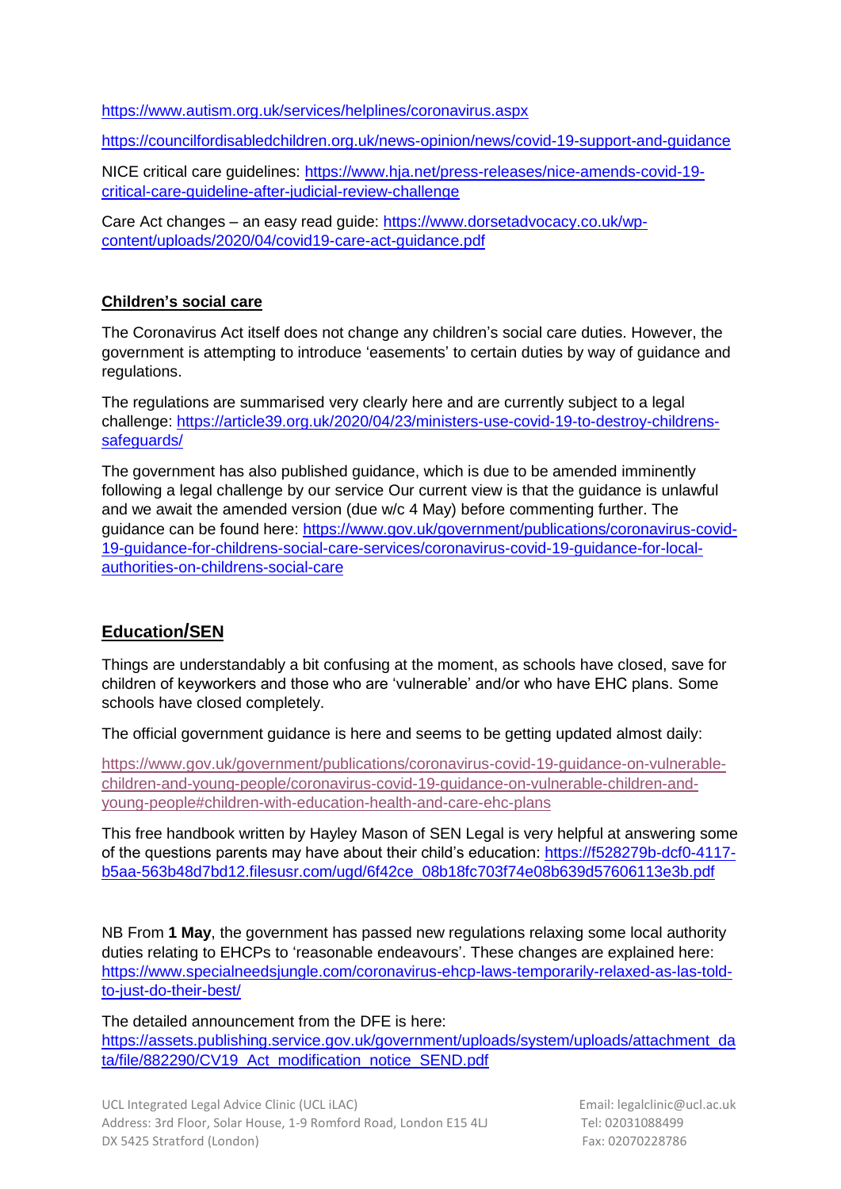https://www.autism.org.uk/services/helplines/coronavirus.aspx

https://councilfordisabledchildren.org.uk/news-opinion/news/covid-19-support-and-guidance

NICE critical care guidelines: https://www.hja.net/press-releases/nice-amends-covid-19-critical-care-guideline-after-judicial-review-challenge

Care Act changes – an easy read guide: https://www.dorsetadvocacy.co.uk/wp-content/uploads/2020/04/covid19-care-act-guidance.pdf

## Children's social care

The Coronavirus Act itself does not change any children's social care duties. However, the government is attempting to introduce 'easements' to certain duties by way of guidance and regulations.

The regulations are summarised very clearly here and are currently subject to a legal challenge: https://article39.org.uk/2020/04/23/ministers-use-covid-19-to-destroy-childrens-safeguards/

The government has also published guidance, which is due to be amended imminently following a legal challenge by our service Our current view is that the guidance is unlawful and we await the amended version (due w/c 4 May) before commenting further. The guidance can be found here: https://www.gov.uk/government/publications/coronavirus-covid-19-guidance-for-childrens-social-care-services/coronavirus-covid-19-guidance-for-local-authorities-on-childrens-social-care

## Education/SEN

Things are understandably a bit confusing at the moment, as schools have closed, save for children of keyworkers and those who are 'vulnerable' and/or who have EHC plans. Some schools have closed completely.

The official government guidance is here and seems to be getting updated almost daily:

https://www.gov.uk/government/publications/coronavirus-covid-19-guidance-on-vulnerable-children-and-young-people/coronavirus-covid-19-guidance-on-vulnerable-children-and-young-people#children-with-education-health-and-care-ehc-plans

This free handbook written by Hayley Mason of SEN Legal is very helpful at answering some of the questions parents may have about their child's education: https://f528279b-dcf0-4117-b5aa-563b48d7bd12.filesusr.com/ugd/6f42ce_08b18fc703f74e08b639d57606113e3b.pdf

NB From **1 May**, the government has passed new regulations relaxing some local authority duties relating to EHCPs to 'reasonable endeavours'. These changes are explained here: https://www.specialneedsjungle.com/coronavirus-ehcp-laws-temporarily-relaxed-as-las-told-to-just-do-their-best/

The detailed announcement from the DFE is here: https://assets.publishing.service.gov.uk/government/uploads/system/uploads/attachment_data/file/882290/CV19_Act_modification_notice_SEND.pdf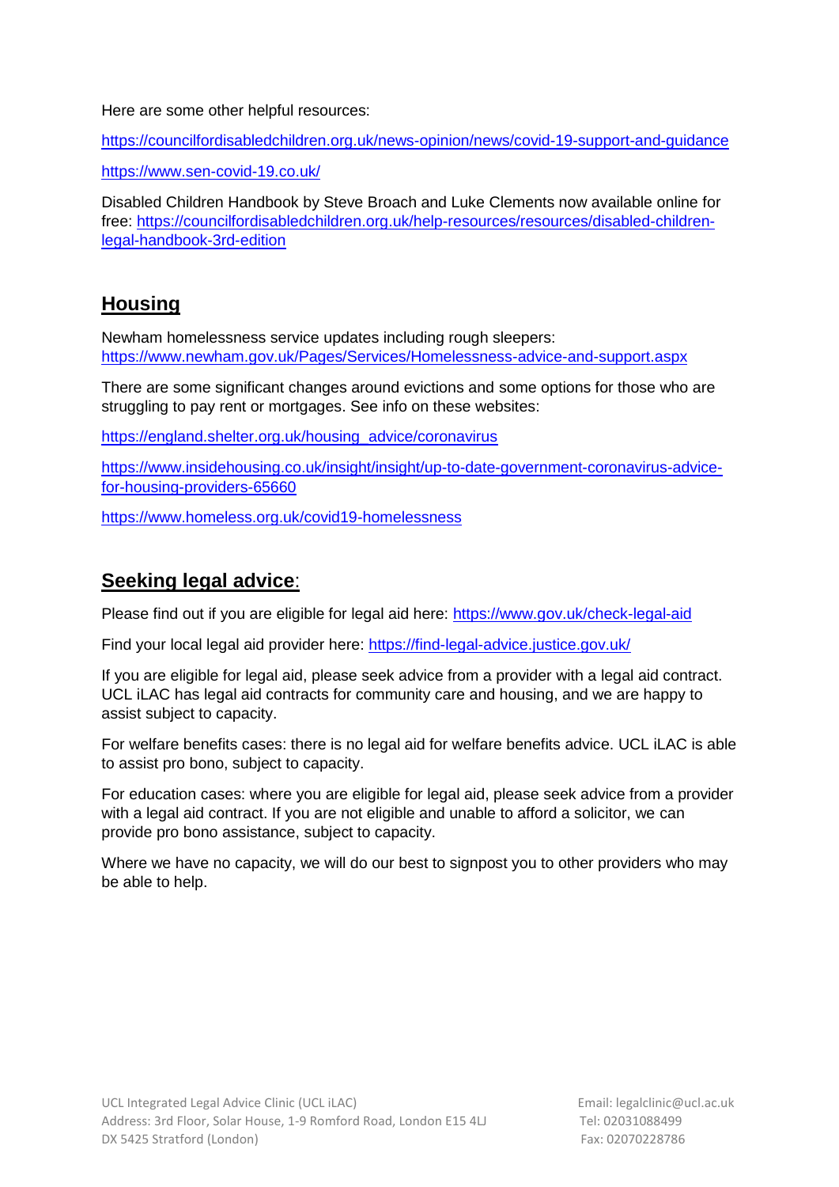Here are some other helpful resources:

https://councilfordisabledchildren.org.uk/news-opinion/news/covid-19-support-and-guidance

https://www.sen-covid-19.co.uk/

Disabled Children Handbook by Steve Broach and Luke Clements now available online for free: https://councilfordisabledchildren.org.uk/help-resources/resources/disabled-children-legal-handbook-3rd-edition

## Housing

Newham homelessness service updates including rough sleepers: https://www.newham.gov.uk/Pages/Services/Homelessness-advice-and-support.aspx

There are some significant changes around evictions and some options for those who are struggling to pay rent or mortgages. See info on these websites:

https://england.shelter.org.uk/housing_advice/coronavirus

https://www.insidehousing.co.uk/insight/insight/up-to-date-government-coronavirus-advice-for-housing-providers-65660

https://www.homeless.org.uk/covid19-homelessness

## Seeking legal advice:

Please find out if you are eligible for legal aid here: https://www.gov.uk/check-legal-aid

Find your local legal aid provider here: https://find-legal-advice.justice.gov.uk/

If you are eligible for legal aid, please seek advice from a provider with a legal aid contract. UCL iLAC has legal aid contracts for community care and housing, and we are happy to assist subject to capacity.

For welfare benefits cases: there is no legal aid for welfare benefits advice. UCL iLAC is able to assist pro bono, subject to capacity.

For education cases: where you are eligible for legal aid, please seek advice from a provider with a legal aid contract. If you are not eligible and unable to afford a solicitor, we can provide pro bono assistance, subject to capacity.

Where we have no capacity, we will do our best to signpost you to other providers who may be able to help.